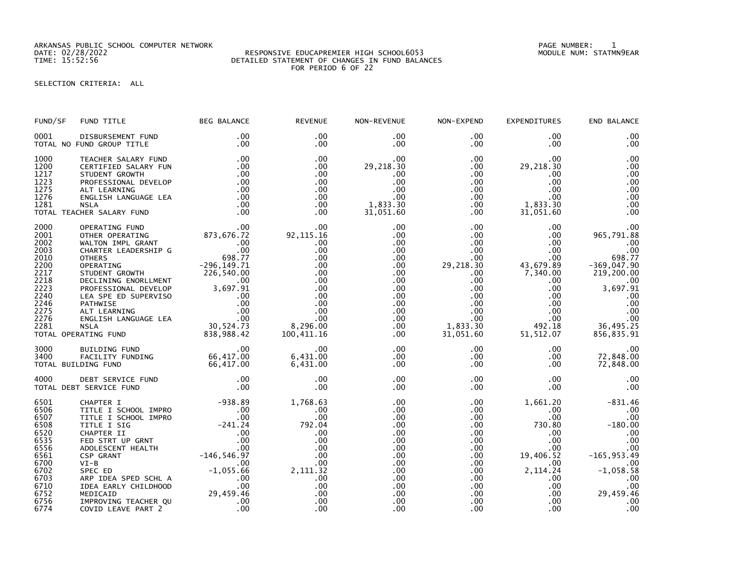ARKANSAS PUBLIC SCHOOL COMPUTER NETWORK
DATE: 02/28/2022
TIME: 15:52:56

RESPONSIVE EDUCAPREMIER HIGH SCHOOL6053
DETAILED STATEMENT OF CHANGES IN FUND BALANCES
FOR PERIOD 6 OF 22

PAGE NUMBER: 1
MODULE NUM: STATMN9EAR

SELECTION CRITERIA: ALL

| FUND/SF | FUND TITLE | BEG BALANCE | REVENUE | NON-REVENUE | NON-EXPEND | EXPENDITURES | END BALANCE |
|---|---|---|---|---|---|---|---|
| 0001 | DISBURSEMENT FUND | .00 | .00 | .00 | .00 | .00 | .00 |
| TOTAL NO FUND GROUP TITLE | | .00 | .00 | .00 | .00 | .00 | .00 |
| 1000 | TEACHER SALARY FUND | .00 | .00 | .00 | .00 | .00 | .00 |
| 1200 | CERTIFIED SALARY FUN | .00 | .00 | 29,218.30 | .00 | 29,218.30 | .00 |
| 1217 | STUDENT GROWTH | .00 | .00 | .00 | .00 | .00 | .00 |
| 1223 | PROFESSIONAL DEVELOP | .00 | .00 | .00 | .00 | .00 | .00 |
| 1275 | ALT LEARNING | .00 | .00 | .00 | .00 | .00 | .00 |
| 1276 | ENGLISH LANGUAGE LEA | .00 | .00 | .00 | .00 | .00 | .00 |
| 1281 | NSLA | .00 | .00 | 1,833.30 | .00 | 1,833.30 | .00 |
| TOTAL TEACHER SALARY FUND | | .00 | .00 | 31,051.60 | .00 | 31,051.60 | .00 |
| 2000 | OPERATING FUND | .00 | .00 | .00 | .00 | .00 | .00 |
| 2001 | OTHER OPERATING | 873,676.72 | 92,115.16 | .00 | .00 | .00 | 965,791.88 |
| 2002 | WALTON IMPL GRANT | .00 | .00 | .00 | .00 | .00 | .00 |
| 2003 | CHARTER LEADERSHIP G | .00 | .00 | .00 | .00 | .00 | .00 |
| 2010 | OTHERS | 698.77 | .00 | .00 | .00 | .00 | 698.77 |
| 2200 | OPERATING | -296,149.71 | .00 | .00 | 29,218.30 | 43,679.89 | -369,047.90 |
| 2217 | STUDENT GROWTH | 226,540.00 | .00 | .00 | .00 | 7,340.00 | 219,200.00 |
| 2218 | DECLINING ENORLLMENT | .00 | .00 | .00 | .00 | .00 | .00 |
| 2223 | PROFESSIONAL DEVELOP | 3,697.91 | .00 | .00 | .00 | .00 | 3,697.91 |
| 2240 | LEA SPE ED SUPERVISO | .00 | .00 | .00 | .00 | .00 | .00 |
| 2246 | PATHWISE | .00 | .00 | .00 | .00 | .00 | .00 |
| 2275 | ALT LEARNING | .00 | .00 | .00 | .00 | .00 | .00 |
| 2276 | ENGLISH LANGUAGE LEA | .00 | .00 | .00 | .00 | .00 | .00 |
| 2281 | NSLA | 30,524.73 | 8,296.00 | .00 | 1,833.30 | 492.18 | 36,495.25 |
| TOTAL OPERATING FUND | | 838,988.42 | 100,411.16 | .00 | 31,051.60 | 51,512.07 | 856,835.91 |
| 3000 | BUILDING FUND | .00 | .00 | .00 | .00 | .00 | .00 |
| 3400 | FACILITY FUNDING | 66,417.00 | 6,431.00 | .00 | .00 | .00 | 72,848.00 |
| TOTAL BUILDING FUND | | 66,417.00 | 6,431.00 | .00 | .00 | .00 | 72,848.00 |
| 4000 | DEBT SERVICE FUND | .00 | .00 | .00 | .00 | .00 | .00 |
| TOTAL DEBT SERVICE FUND | | .00 | .00 | .00 | .00 | .00 | .00 |
| 6501 | CHAPTER I | -938.89 | 1,768.63 | .00 | .00 | 1,661.20 | -831.46 |
| 6506 | TITLE I SCHOOL IMPRO | .00 | .00 | .00 | .00 | .00 | .00 |
| 6507 | TITLE I SCHOOL IMPRO | .00 | .00 | .00 | .00 | .00 | .00 |
| 6508 | TITLE I SIG | -241.24 | 792.04 | .00 | .00 | 730.80 | -180.00 |
| 6520 | CHAPTER II | .00 | .00 | .00 | .00 | .00 | .00 |
| 6535 | FED STRT UP GRNT | .00 | .00 | .00 | .00 | .00 | .00 |
| 6556 | ADOLESCENT HEALTH | .00 | .00 | .00 | .00 | .00 | .00 |
| 6561 | CSP GRANT | -146,546.97 | .00 | .00 | .00 | 19,406.52 | -165,953.49 |
| 6700 | VI-B | .00 | .00 | .00 | .00 | .00 | .00 |
| 6702 | SPEC ED | -1,055.66 | 2,111.32 | .00 | .00 | 2,114.24 | -1,058.58 |
| 6703 | ARP IDEA SPED SCHL A | .00 | .00 | .00 | .00 | .00 | .00 |
| 6710 | IDEA EARLY CHILDHOOD | .00 | .00 | .00 | .00 | .00 | .00 |
| 6752 | MEDICAID | 29,459.46 | .00 | .00 | .00 | .00 | 29,459.46 |
| 6756 | IMPROVING TEACHER QU | .00 | .00 | .00 | .00 | .00 | .00 |
| 6774 | COVID LEAVE PART 2 | .00 | .00 | .00 | .00 | .00 | .00 |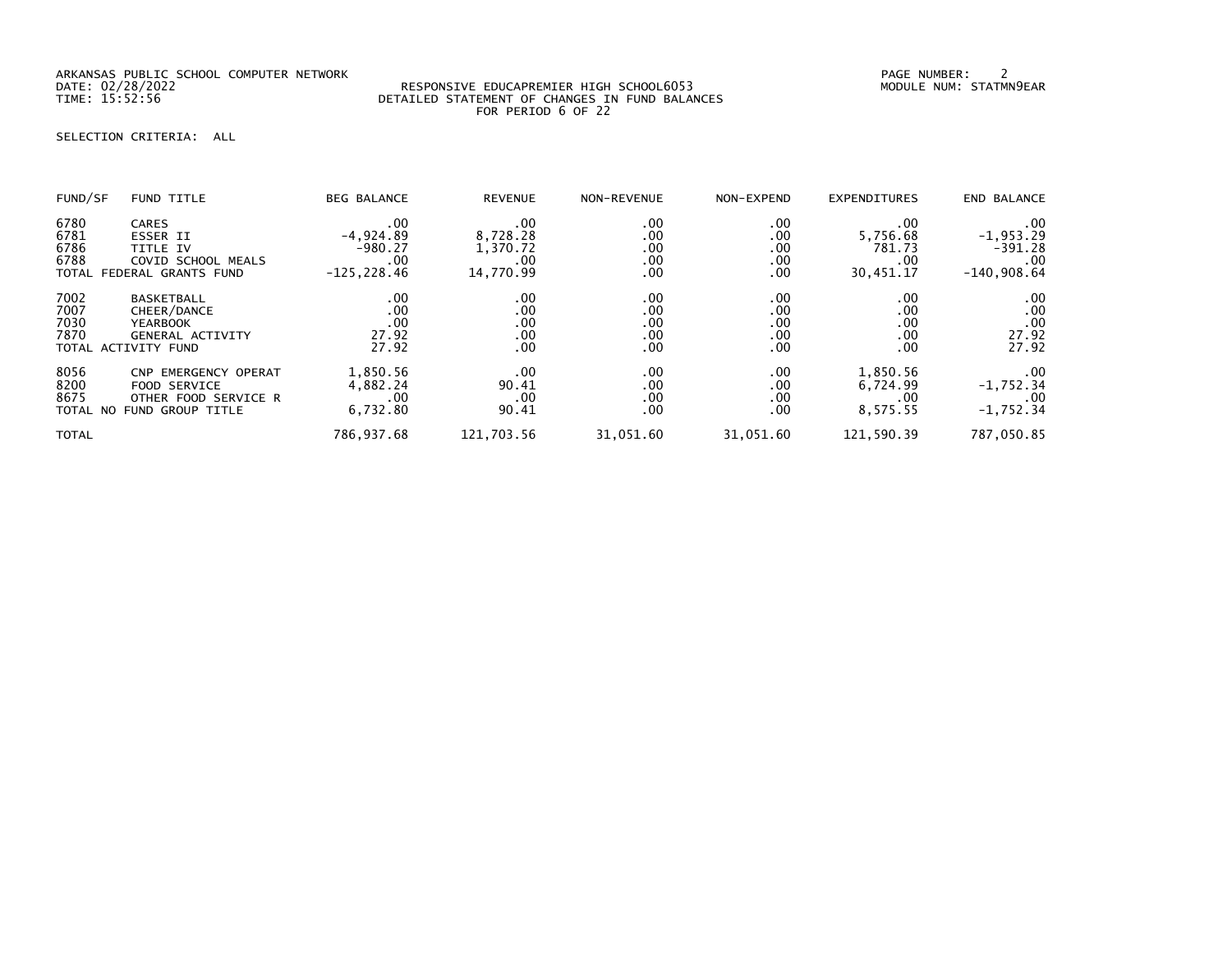ARKANSAS PUBLIC SCHOOL COMPUTER NETWORK
DATE: 02/28/2022
TIME: 15:52:56

RESPONSIVE EDUCAPREMIER HIGH SCHOOL6053
DETAILED STATEMENT OF CHANGES IN FUND BALANCES
FOR PERIOD 6 OF 22

PAGE NUMBER: 2
MODULE NUM: STATMN9EAR

SELECTION CRITERIA: ALL

| FUND/SF | FUND TITLE | BEG BALANCE | REVENUE | NON-REVENUE | NON-EXPEND | EXPENDITURES | END BALANCE |
|---|---|---|---|---|---|---|---|
| 6780 | CARES | .00 | .00 | .00 | .00 | .00 | .00 |
| 6781 | ESSER II | -4,924.89 | 8,728.28 | .00 | .00 | 5,756.68 | -1,953.29 |
| 6786 | TITLE IV | -980.27 | 1,370.72 | .00 | .00 | 781.73 | -391.28 |
| 6788 | COVID SCHOOL MEALS | .00 | .00 | .00 | .00 | .00 | .00 |
| TOTAL | FEDERAL GRANTS FUND | -125,228.46 | 14,770.99 | .00 | .00 | 30,451.17 | -140,908.64 |
| 7002 | BASKETBALL | .00 | .00 | .00 | .00 | .00 | .00 |
| 7007 | CHEER/DANCE | .00 | .00 | .00 | .00 | .00 | .00 |
| 7030 | YEARBOOK | .00 | .00 | .00 | .00 | .00 | .00 |
| 7870 | GENERAL ACTIVITY | 27.92 | .00 | .00 | .00 | .00 | 27.92 |
| TOTAL | ACTIVITY FUND | 27.92 | .00 | .00 | .00 | .00 | 27.92 |
| 8056 | CNP EMERGENCY OPERAT | 1,850.56 | .00 | .00 | .00 | 1,850.56 | .00 |
| 8200 | FOOD SERVICE | 4,882.24 | 90.41 | .00 | .00 | 6,724.99 | -1,752.34 |
| 8675 | OTHER FOOD SERVICE R | .00 | .00 | .00 | .00 | .00 | .00 |
| TOTAL | NO FUND GROUP TITLE | 6,732.80 | 90.41 | .00 | .00 | 8,575.55 | -1,752.34 |
| TOTAL | | 786,937.68 | 121,703.56 | 31,051.60 | 31,051.60 | 121,590.39 | 787,050.85 |